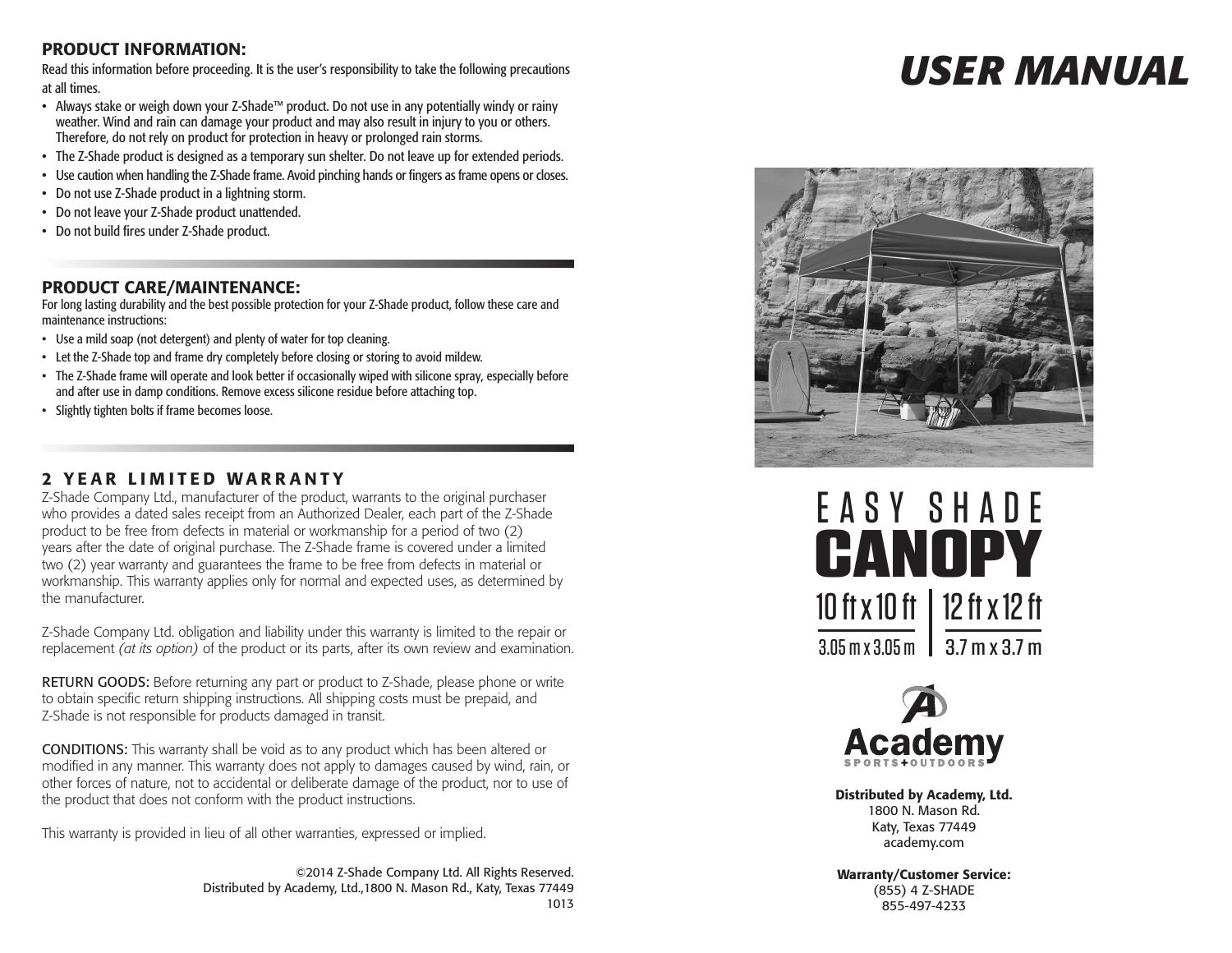## PRODUCT INFORMATION:

Read this information before proceeding. It is the user's responsibility to take the following precautions at all times.

- Always stake or weigh down your Z-Shade™ product. Do not use in any potentially windy or rainy weather. Wind and rain can damage your product and may also result in injury to you or others. Therefore, do not rely on product for protection in heavy or prolonged rain storms.
- The Z-Shade product is designed as a temporary sun shelter. Do not leave up for extended periods.
- Use caution when handling the Z-Shade frame. Avoid pinching hands or fingers as frame opens or closes.
- Do not use Z-Shade product in a lightning storm.
- Do not leave your Z-Shade product unattended.
- Do not build fires under Z-Shade product.

## PRODUCT CARE/MAINTENANCE:

For long lasting durability and the best possible protection for your Z-Shade product, follow these care and maintenance instructions:

- Use a mild soap (not detergent) and plenty of water for top cleaning.
- Let the Z-Shade top and frame dry completely before closing or storing to avoid mildew.
- The Z-Shade frame will operate and look better if occasionally wiped with silicone spray, especially before and after use in damp conditions. Remove excess silicone residue before attaching top.
- Slightly tighten bolts if frame becomes loose.

## 2 YEAR LIMITED WARRANTY

Z-Shade Company Ltd., manufacturer of the product, warrants to the original purchaser who provides a dated sales receipt from an Authorized Dealer, each part of the Z-Shade product to be free from defects in material or workmanship for a period of two (2) years after the date of original purchase. The Z-Shade frame is covered under a limited two (2) year warranty and guarantees the frame to be free from defects in material or workmanship. This warranty applies only for normal and expected uses, as determined by the manufacturer.

Z-Shade Company Ltd. obligation and liability under this warranty is limited to the repair or replacement *(at its option)* of the product or its parts, after its own review and examination.

RETURN GOODS: Before returning any part or product to Z-Shade, please phone or write to obtain specific return shipping instructions. All shipping costs must be prepaid, and Z-Shade is not responsible for products damaged in transit.

CONDITIONS: This warranty shall be void as to any product which has been altered or modified in any manner. This warranty does not apply to damages caused by wind, rain, or other forces of nature, not to accidental or deliberate damage of the product, nor to use of the product that does not conform with the product instructions.

This warranty is provided in lieu of all other warranties, expressed or implied.

©2014 Z-Shade Company Ltd. All Rights Reserved.
Distributed by Academy, Ltd.,1800 N. Mason Rd., Katy, Texas 77449
1013

# USER MANUAL

# EASY SHADE CANOPY

10 ft x 10 ft | 12 ft x 12 ft

3.05 m x 3.05 m | 3.7 m x 3.7 m

Academy SPORTS+OUTDOORS

**Distributed by Academy, Ltd.**
1800 N. Mason Rd.
Katy, Texas 77449
academy.com

**Warranty/Customer Service:**
(855) 4 Z-SHADE
855-497-4233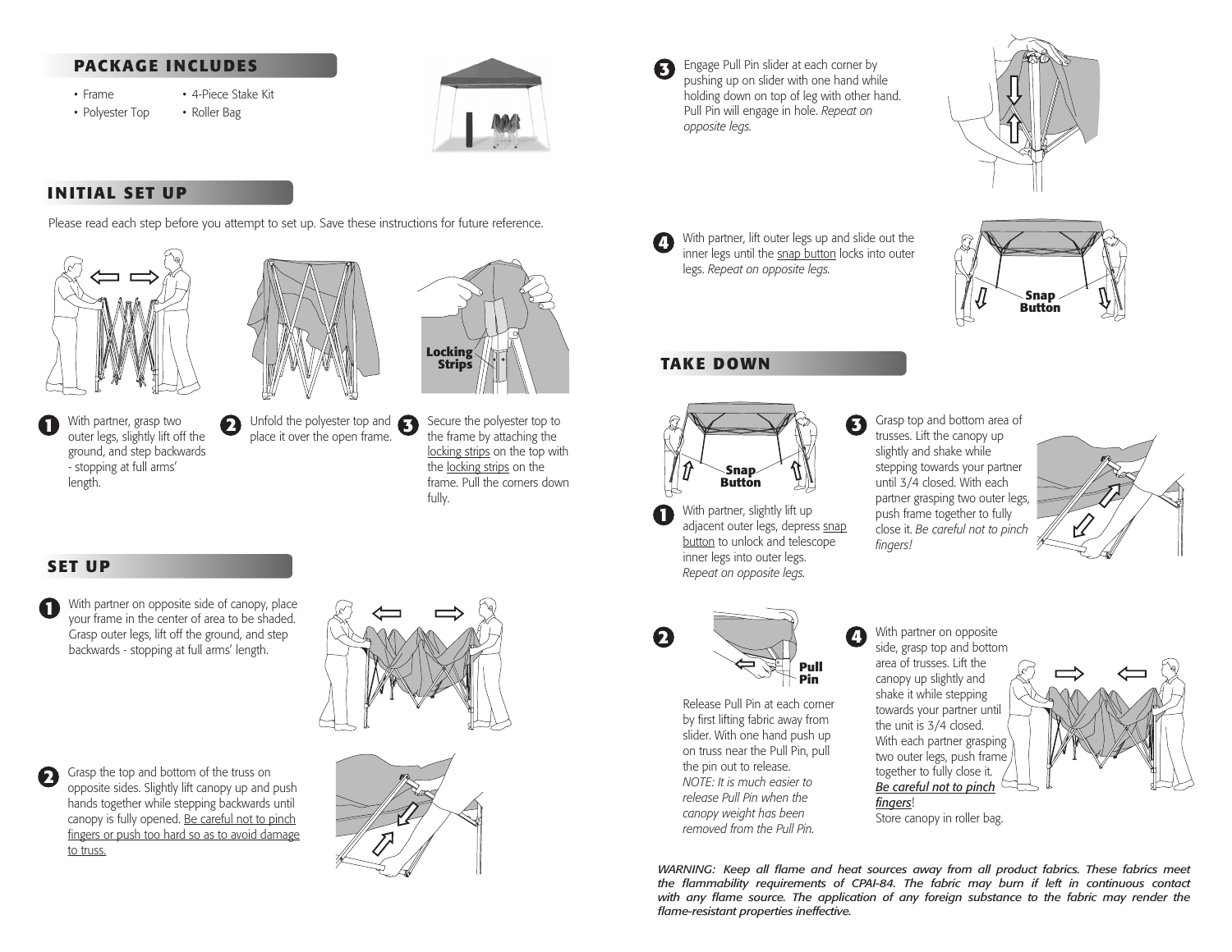## PACKAGE INCLUDES

- Frame
- Polyester Top
- 4-Piece Stake Kit
- Roller Bag

## INITIAL SET UP

Please read each step before you attempt to set up. Save these instructions for future reference.

**1** With partner, grasp two outer legs, slightly lift off the ground, and step backwards - stopping at full arms' length.

**2** Unfold the polyester top and place it over the open frame.

**3** Secure the polyester top to the frame by attaching the locking strips on the top with the locking strips on the frame. Pull the corners down fully.

Locking Strips

## SET UP

**1** With partner on opposite side of canopy, place your frame in the center of area to be shaded. Grasp outer legs, lift off the ground, and step backwards - stopping at full arms' length.

**2** Grasp the top and bottom of the truss on opposite sides. Slightly lift canopy up and push hands together while stepping backwards until canopy is fully opened. Be careful not to pinch fingers or push too hard so as to avoid damage to truss.

**3** Engage Pull Pin slider at each corner by pushing up on slider with one hand while holding down on top of leg with other hand. Pull Pin will engage in hole. *Repeat on opposite legs.*

**4** With partner, lift outer legs up and slide out the inner legs until the snap button locks into outer legs. *Repeat on opposite legs.*

Snap Button

## TAKE DOWN

Snap Button

**1** With partner, slightly lift up adjacent outer legs, depress snap button to unlock and telescope inner legs into outer legs. *Repeat on opposite legs.*

**2** Pull Pin

Release Pull Pin at each corner by first lifting fabric away from slider. With one hand push up on truss near the Pull Pin, pull the pin out to release. *NOTE: It is much easier to release Pull Pin when the canopy weight has been removed from the Pull Pin.*

**3** Grasp top and bottom area of trusses. Lift the canopy up slightly and shake while stepping towards your partner until 3/4 closed. With each partner grasping two outer legs, push frame together to fully close it. *Be careful not to pinch fingers!*

**4** With partner on opposite side, grasp top and bottom area of trusses. Lift the canopy up slightly and shake it while stepping towards your partner until the unit is 3/4 closed. With each partner grasping two outer legs, push frame together to fully close it. *Be careful not to pinch fingers*!
Store canopy in roller bag.

*WARNING: Keep all flame and heat sources away from all product fabrics. These fabrics meet the flammability requirements of CPAI-84. The fabric may burn if left in continuous contact with any flame source. The application of any foreign substance to the fabric may render the flame-resistant properties ineffective.*